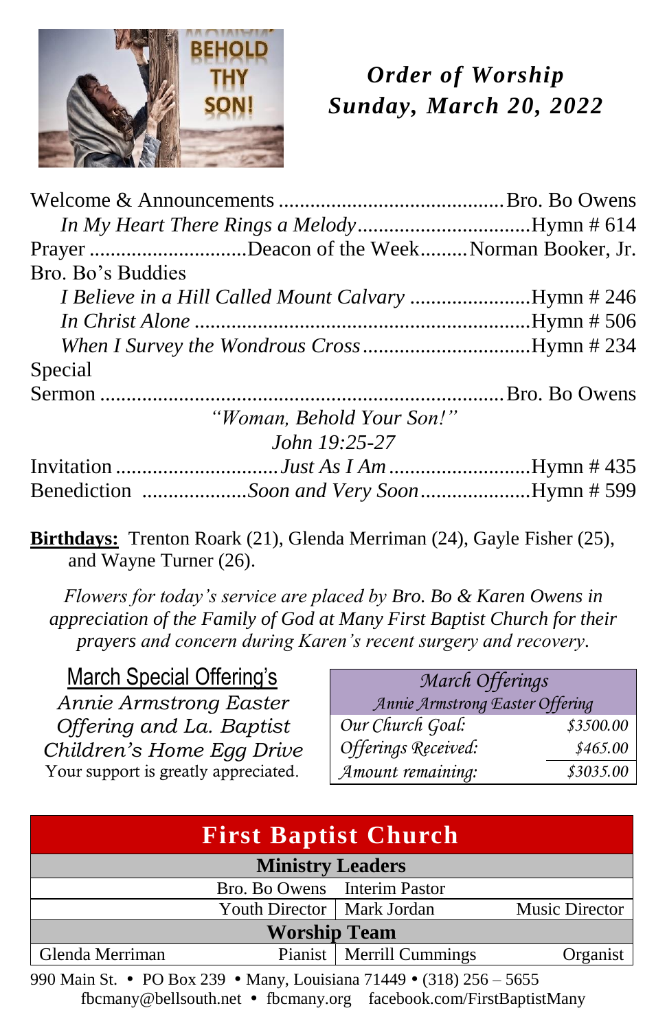BEHOLD THY SON!

## *Order of Worship*
## *Sunday, March 20, 2022*

Welcome & Announcements .......................................... Bro. Bo Owens

*In My Heart There Rings a Melody* ................................. Hymn # 614

Prayer ............................ Deacon of the Week ......... Norman Booker, Jr.

Bro. Bo's Buddies

*I Believe in a Hill Called Mount Calvary* ....................... Hymn # 246

*In Christ Alone* ............................................................... Hymn # 506

*When I Survey the Wondrous Cross* ................................ Hymn # 234

Special

Sermon ........................................................................... Bro. Bo Owens

*"Woman, Behold Your Son!"*

*John 19:25-27*

Invitation ............................... *Just As I Am* ........................... Hymn # 435

Benediction .................... *Soon and Very Soon* ..................... Hymn # 599

**Birthdays:** Trenton Roark (21), Glenda Merriman (24), Gayle Fisher (25), and Wayne Turner (26).

*Flowers for today's service are placed by Bro. Bo & Karen Owens in appreciation of the Family of God at Many First Baptist Church for their prayers and concern during Karen's recent surgery and recovery.*

March Special Offering's

*Annie Armstrong Easter Offering and La. Baptist Children's Home Egg Drive*

Your support is greatly appreciated.

| *March Offerings* | |
|---|---|
| *Annie Armstrong Easter Offering* | |
| *Our Church Goal:* | *$3500.00* |
| *Offerings Received:* | *$465.00* |
| *Amount remaining:* | *$3035.00* |

## First Baptist Church

| Ministry Leaders | | | |
|---|---|---|---|
| Bro. Bo Owens | Interim Pastor | | |
| Youth Director | Mark Jordan | Music Director | |
| **Worship Team** | | | |
| Glenda Merriman | Pianist | Merrill Cummings | Organist |

990 Main St. • PO Box 239 • Many, Louisiana 71449 • (318) 256 – 5655

fbcmany@bellsouth.net • fbcmany.org facebook.com/FirstBaptistMany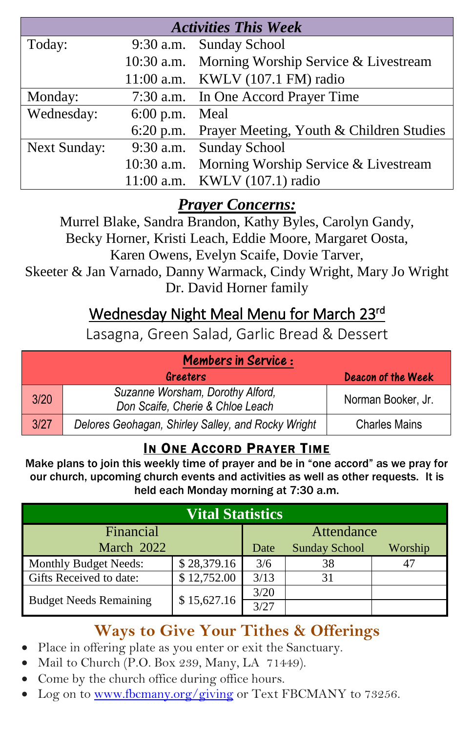| Activities This Week | | |
|---|---|---|
| Today: | 9:30 a.m. | Sunday School |
| | 10:30 a.m. | Morning Worship Service & Livestream |
| | 11:00 a.m. | KWLV (107.1 FM) radio |
| Monday: | 7:30 a.m. | In One Accord Prayer Time |
| Wednesday: | 6:00 p.m. | Meal |
| | 6:20 p.m. | Prayer Meeting, Youth & Children Studies |
| Next Sunday: | 9:30 a.m. | Sunday School |
| | 10:30 a.m. | Morning Worship Service & Livestream |
| | 11:00 a.m. | KWLV (107.1) radio |

## *Prayer Concerns:*

Murrel Blake, Sandra Brandon, Kathy Byles, Carolyn Gandy, Becky Horner, Kristi Leach, Eddie Moore, Margaret Oosta, Karen Owens, Evelyn Scaife, Dovie Tarver, Skeeter & Jan Varnado, Danny Warmack, Cindy Wright, Mary Jo Wright
Dr. David Horner family

## Wednesday Night Meal Menu for March 23rd

Lasagna, Green Salad, Garlic Bread & Dessert

| Members in Service : | | |
|---|---|---|
| | Greeters | Deacon of the Week |
| 3/20 | *Suzanne Worsham, Dorothy Alford, Don Scaife, Cherie & Chloe Leach* | Norman Booker, Jr. |
| 3/27 | *Delores Geohagan, Shirley Salley, and Rocky Wright* | Charles Mains |

## In One Accord Prayer Time

**Make plans to join this weekly time of prayer and be in "one accord" as we pray for our church, upcoming church events and activities as well as other requests. It is held each Monday morning at 7:30 a.m.**

| Vital Statistics | | | | |
|---|---|---|---|---|
| Financial March 2022 | | Attendance | | |
| | | Date | Sunday School | Worship |
| Monthly Budget Needs: | $ 28,379.16 | 3/6 | 38 | 47 |
| Gifts Received to date: | $ 12,752.00 | 3/13 | 31 | |
| Budget Needs Remaining | $ 15,627.16 | 3/20 | | |
| | | 3/27 | | |

## Ways to Give Your Tithes & Offerings

- Place in offering plate as you enter or exit the Sanctuary.
- Mail to Church (P.O. Box 239, Many, LA 71449).
- Come by the church office during office hours.
- Log on to www.fbcmany.org/giving or Text FBCMANY to 73256.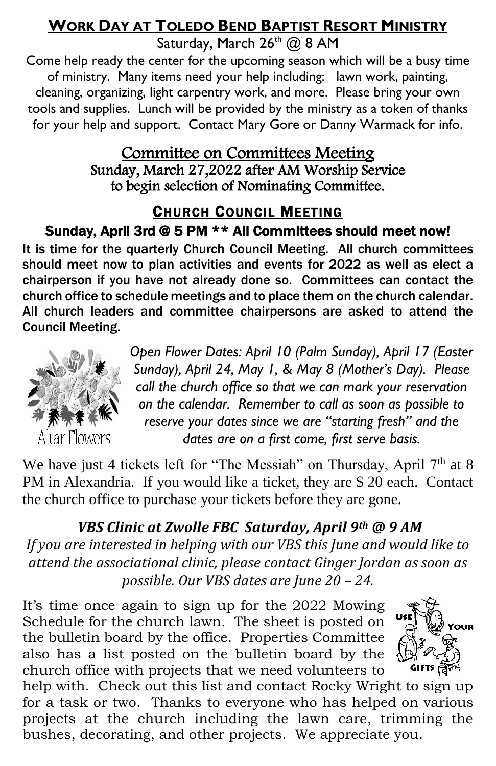## WORK DAY AT TOLEDO BEND BAPTIST RESORT MINISTRY

Saturday, March 26th @ 8 AM

Come help ready the center for the upcoming season which will be a busy time of ministry. Many items need your help including: lawn work, painting, cleaning, organizing, light carpentry work, and more. Please bring your own tools and supplies. Lunch will be provided by the ministry as a token of thanks for your help and support. Contact Mary Gore or Danny Warmack for info.

## Committee on Committees Meeting

Sunday, March 27,2022 after AM Worship Service to begin selection of Nominating Committee.

## CHURCH COUNCIL MEETING

**Sunday, April 3rd @ 5 PM \*\* All Committees should meet now!**

**It is time for the quarterly Church Council Meeting. All church committees should meet now to plan activities and events for 2022 as well as elect a chairperson if you have not already done so. Committees can contact the church office to schedule meetings and to place them on the church calendar. All church leaders and committee chairpersons are asked to attend the Council Meeting.**

Altar Flowers

*Open Flower Dates: April 10 (Palm Sunday), April 17 (Easter Sunday), April 24, May 1, & May 8 (Mother's Day). Please call the church office so that we can mark your reservation on the calendar. Remember to call as soon as possible to reserve your dates since we are "starting fresh" and the dates are on a first come, first serve basis.*

We have just 4 tickets left for "The Messiah" on Thursday, April 7th at 8 PM in Alexandria. If you would like a ticket, they are $ 20 each. Contact the church office to purchase your tickets before they are gone.

***VBS Clinic at Zwolle FBC Saturday, April 9th @ 9 AM***

*If you are interested in helping with our VBS this June and would like to attend the associational clinic, please contact Ginger Jordan as soon as possible. Our VBS dates are June 20 – 24.*

It's time once again to sign up for the 2022 Mowing Schedule for the church lawn. The sheet is posted on the bulletin board by the office. Properties Committee also has a list posted on the bulletin board by the church office with projects that we need volunteers to help with. Check out this list and contact Rocky Wright to sign up for a task or two. Thanks to everyone who has helped on various projects at the church including the lawn care, trimming the bushes, decorating, and other projects. We appreciate you.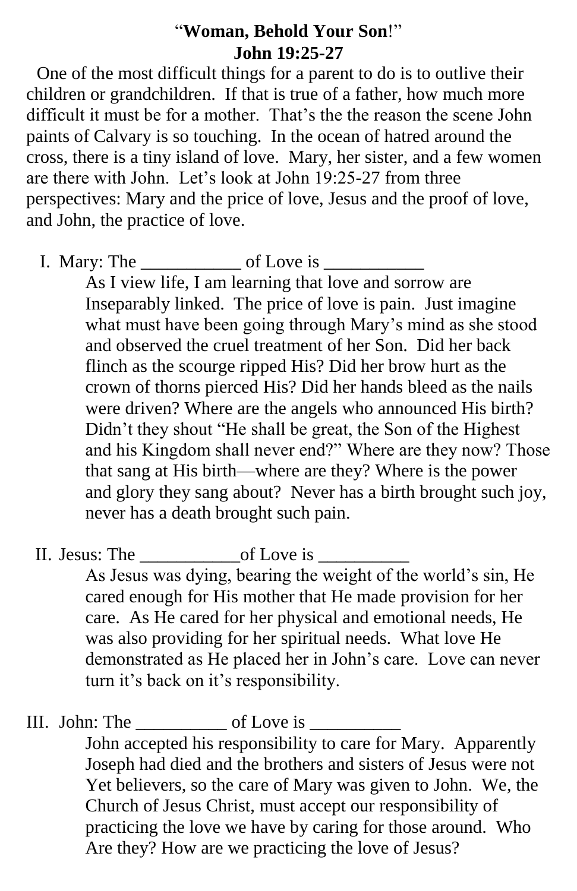# "**Woman, Behold Your Son**!"
# **John 19:25-27**

One of the most difficult things for a parent to do is to outlive their children or grandchildren. If that is true of a father, how much more difficult it must be for a mother. That's the the reason the scene John paints of Calvary is so touching. In the ocean of hatred around the cross, there is a tiny island of love. Mary, her sister, and a few women are there with John. Let's look at John 19:25-27 from three perspectives: Mary and the price of love, Jesus and the proof of love, and John, the practice of love.

I. Mary: The ___________ of Love is ___________

As I view life, I am learning that love and sorrow are Inseparably linked. The price of love is pain. Just imagine what must have been going through Mary's mind as she stood and observed the cruel treatment of her Son. Did her back flinch as the scourge ripped His? Did her brow hurt as the crown of thorns pierced His? Did her hands bleed as the nails were driven? Where are the angels who announced His birth? Didn't they shout "He shall be great, the Son of the Highest and his Kingdom shall never end?" Where are they now? Those that sang at His birth—where are they? Where is the power and glory they sang about? Never has a birth brought such joy, never has a death brought such pain.

II. Jesus: The ___________of Love is __________

As Jesus was dying, bearing the weight of the world's sin, He cared enough for His mother that He made provision for her care. As He cared for her physical and emotional needs, He was also providing for her spiritual needs. What love He demonstrated as He placed her in John's care. Love can never turn it's back on it's responsibility.

III. John: The __________ of Love is __________

John accepted his responsibility to care for Mary. Apparently Joseph had died and the brothers and sisters of Jesus were not Yet believers, so the care of Mary was given to John. We, the Church of Jesus Christ, must accept our responsibility of practicing the love we have by caring for those around. Who Are they? How are we practicing the love of Jesus?